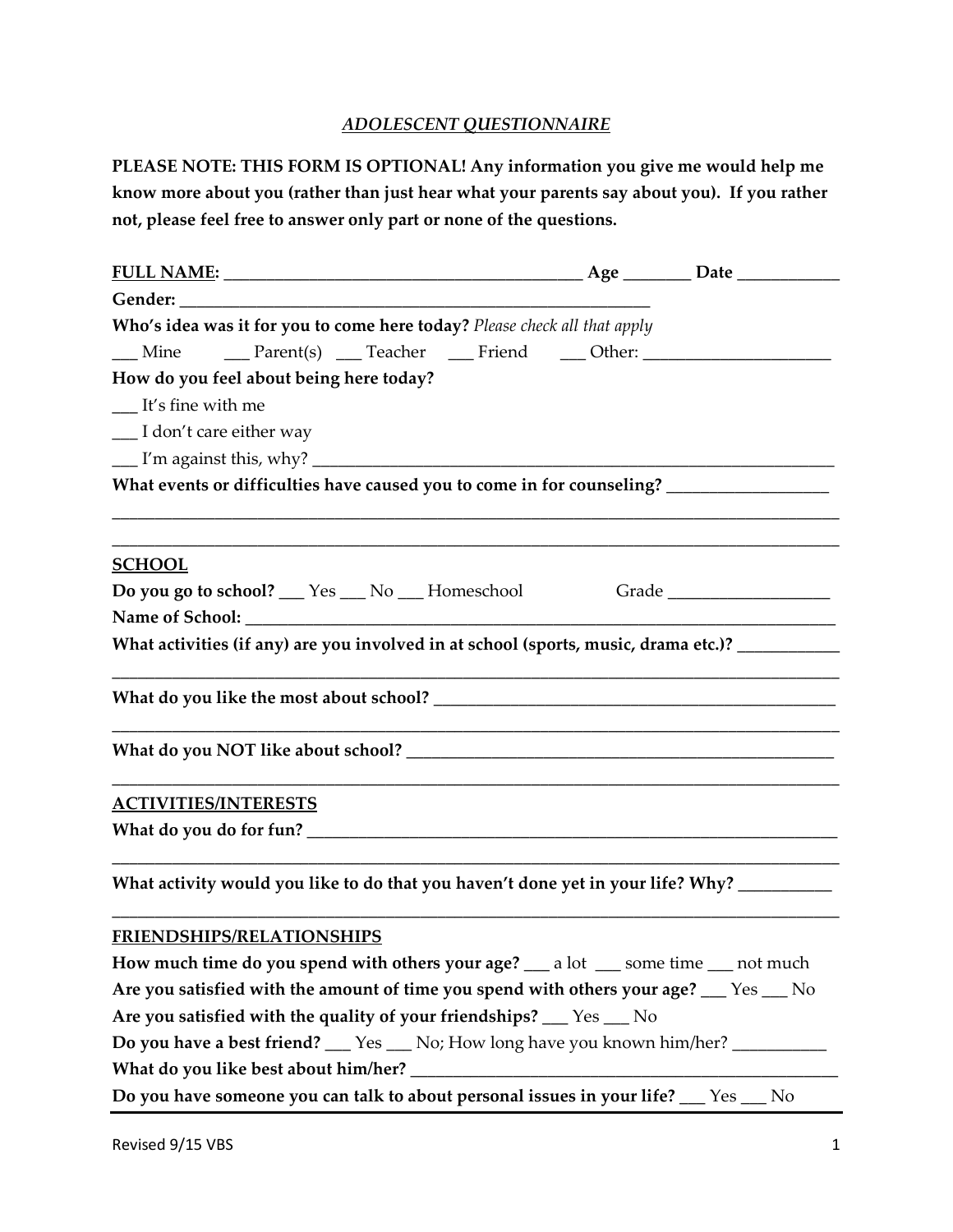# *ADOLESCENT QUESTIONNAIRE*

**PLEASE NOTE: THIS FORM IS OPTIONAL! Any information you give me would help me know more about you (rather than just hear what your parents say about you). If you rather not, please feel free to answer only part or none of the questions.**

**FULL NAME**: ________________________________________ **Age** _______ **Date** ___________

**Gender:** __________________________________________________

**Who's idea was it for you to come here today?** *Please check all that apply*

___ Mine ___ Parent(s) ___ Teacher ___ Friend ___ Other: _____________________

**How do you feel about being here today?**

___ It's fine with me

___ I don't care either way

___ I'm against this, why? __________________________________________________________

**What events or difficulties have caused you to come in for counseling?** __________________

______________________________________________________________________________________

______________________________________________________________________________________

## SCHOOL

**Do you go to school?** ___ Yes ___ No ___ Homeschool Grade __________________

**Name of School:** ______________________________________________________________________

**What activities (if any) are you involved in at school (sports, music, drama etc.)?** ___________

______________________________________________________________________________________

**What do you like the most about school?** _____________________________________________

______________________________________________________________________________________

**What do you NOT like about school?** _________________________________________________

______________________________________________________________________________________

## ACTIVITIES/INTERESTS

**What do you do for fun?** ________________________________________________________________

______________________________________________________________________________________

**What activity would you like to do that you haven't done yet in your life? Why?** __________

______________________________________________________________________________________

## FRIENDSHIPS/RELATIONSHIPS

**How much time do you spend with others your age?** ___ a lot ___ some time ___ not much

**Are you satisfied with the amount of time you spend with others your age?** ___ Yes ___ No

**Are you satisfied with the quality of your friendships?** ___ Yes ___ No

**Do you have a best friend?** ___ Yes ___ No; How long have you known him/her? __________

**What do you like best about him/her?** ________________________________________________

**Do you have someone you can talk to about personal issues in your life?** ___ Yes ___ No

Revised 9/15 VBS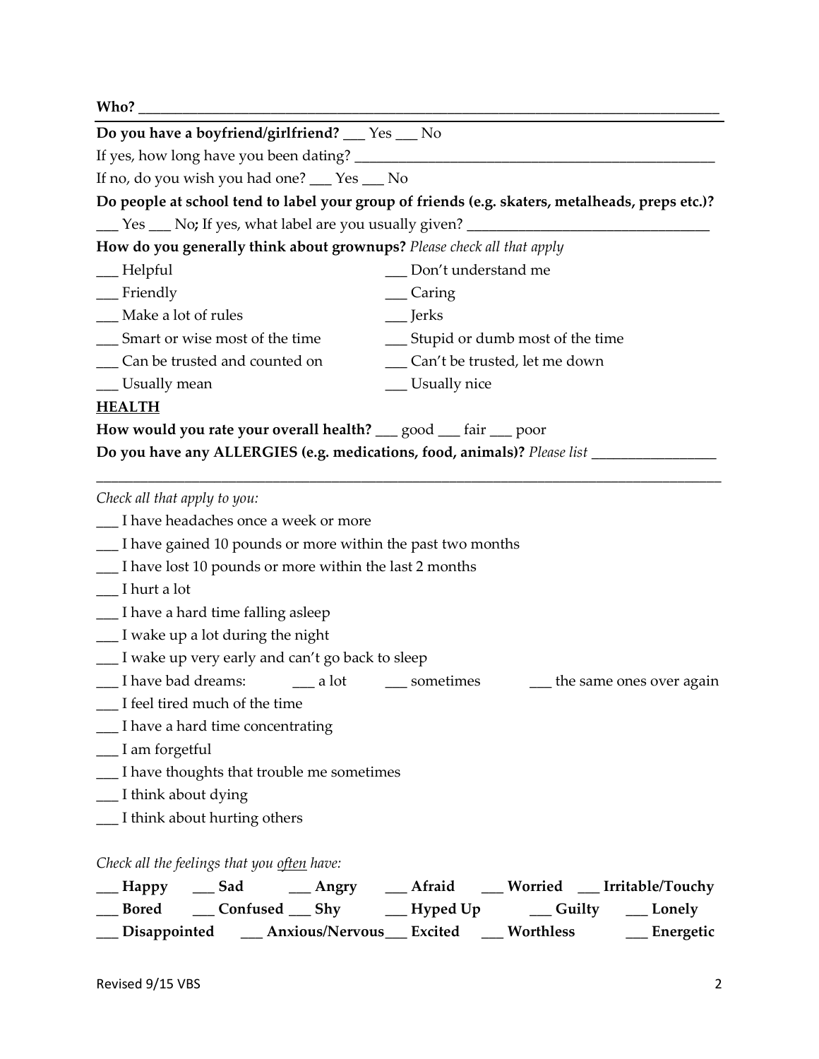**Who?** ______________________________________________________________________________

**Do you have a boyfriend/girlfriend?** ___ Yes ___ No

If yes, how long have you been dating? ______________________________________________

If no, do you wish you had one? ___ Yes ___ No

**Do people at school tend to label your group of friends (e.g. skaters, metalheads, preps etc.)?**

___ Yes ___ No; If yes, what label are you usually given? ________________________________

**How do you generally think about grownups?** *Please check all that apply*

| | |
|---|---|
| ___ Helpful | ___ Don't understand me |
| ___ Friendly | ___ Caring |
| ___ Make a lot of rules | ___ Jerks |
| ___ Smart or wise most of the time | ___ Stupid or dumb most of the time |
| ___ Can be trusted and counted on | ___ Can't be trusted, let me down |
| ___ Usually mean | ___ Usually nice |

**HEALTH**

**How would you rate your overall health?** ___ good ___ fair ___ poor

**Do you have any ALLERGIES (e.g. medications, food, animals)?** *Please list* ________________

______________________________________________________________________________

*Check all that apply to you:*

___ I have headaches once a week or more

___ I have gained 10 pounds or more within the past two months

___ I have lost 10 pounds or more within the last 2 months

___ I hurt a lot

___ I have a hard time falling asleep

___ I wake up a lot during the night

___ I wake up very early and can't go back to sleep

___ I have bad dreams: ___ a lot ___ sometimes ___ the same ones over again

___ I feel tired much of the time

___ I have a hard time concentrating

___ I am forgetful

___ I have thoughts that trouble me sometimes

___ I think about dying

___ I think about hurting others

*Check all the feelings that you often have:*

| | | | | | |
|---|---|---|---|---|---|
| **___ Happy** | **___ Sad** | **___ Angry** | **___ Afraid** | **___ Worried** | **___ Irritable/Touchy** |
| **___ Bored** | **___ Confused** | **___ Shy** | **___ Hyped Up** | **___ Guilty** | **___ Lonely** |
| **___ Disappointed** | **___ Anxious/Nervous** | **___ Excited** | **___ Worthless** | **___ Energetic** | |

Revised 9/15 VBS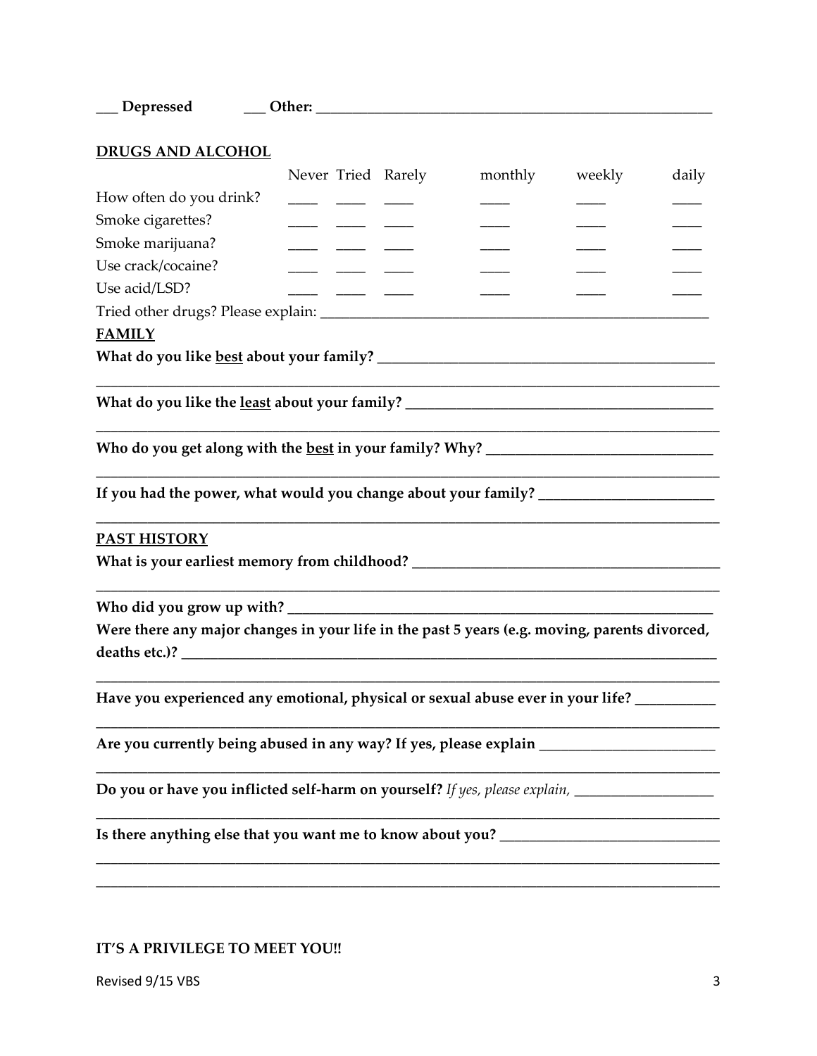___ Depressed ___ Other: ______________________________________________________

**DRUGS AND ALCOHOL**

| | Never | Tried | Rarely | monthly | weekly | daily |
|---|---|---|---|---|---|---|
| How often do you drink? | ____ | ____ | ____ | ____ | ____ | ____ |
| Smoke cigarettes? | ____ | ____ | ____ | ____ | ____ | ____ |
| Smoke marijuana? | ____ | ____ | ____ | ____ | ____ | ____ |
| Use crack/cocaine? | ____ | ____ | ____ | ____ | ____ | ____ |
| Use acid/LSD? | ____ | ____ | ____ | ____ | ____ | ____ |

Tried other drugs? Please explain: ______________________________________________________

**FAMILY**

**What do you like <u>best</u> about your family?** ______________________________________________

_________________________________________________________________________________________

**What do you like the <u>least</u> about your family?** ___________________________________________

_________________________________________________________________________________________

**Who do you get along with the <u>best</u> in your family? Why?** ______________________________

_________________________________________________________________________________________

**If you had the power, what would you change about your family?** _______________________

_________________________________________________________________________________________

**PAST HISTORY**

**What is your earliest memory from childhood?** ____________________________________________

_________________________________________________________________________________________

**Who did you grow up with?** ___________________________________________________________

**Were there any major changes in your life in the past 5 years (e.g. moving, parents divorced, deaths etc.)?** __________________________________________________________________________

_________________________________________________________________________________________

**Have you experienced any emotional, physical or sexual abuse ever in your life?** __________

_________________________________________________________________________________________

**Are you currently being abused in any way? If yes, please explain** _______________________

_________________________________________________________________________________________

**Do you or have you inflicted self-harm on yourself?** *If yes, please explain,* __________________

_________________________________________________________________________________________

**Is there anything else that you want me to know about you?** _____________________________

_________________________________________________________________________________________

_________________________________________________________________________________________

**IT'S A PRIVILEGE TO MEET YOU!!**

Revised 9/15 VBS